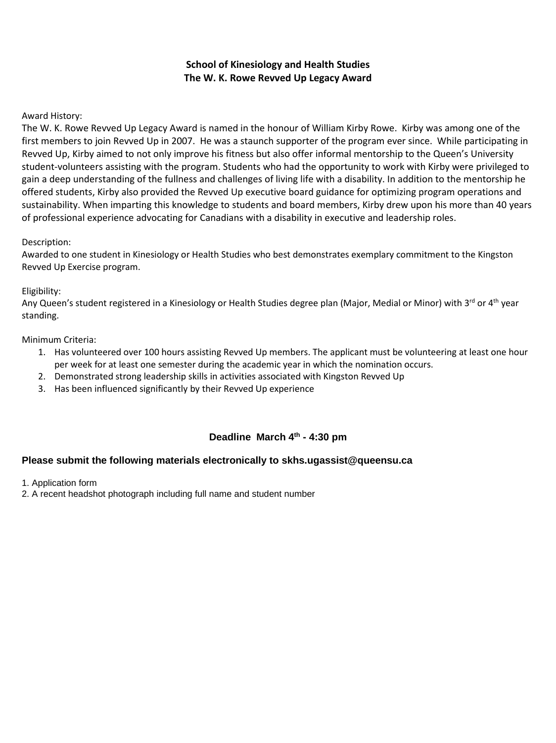# School of Kinesiology and Health Studies
## The W. K. Rowe Revved Up Legacy Award

Award History:

The W. K. Rowe Revved Up Legacy Award is named in the honour of William Kirby Rowe. Kirby was among one of the first members to join Revved Up in 2007. He was a staunch supporter of the program ever since. While participating in Revved Up, Kirby aimed to not only improve his fitness but also offer informal mentorship to the Queen's University student-volunteers assisting with the program. Students who had the opportunity to work with Kirby were privileged to gain a deep understanding of the fullness and challenges of living life with a disability. In addition to the mentorship he offered students, Kirby also provided the Revved Up executive board guidance for optimizing program operations and sustainability. When imparting this knowledge to students and board members, Kirby drew upon his more than 40 years of professional experience advocating for Canadians with a disability in executive and leadership roles.

Description:

Awarded to one student in Kinesiology or Health Studies who best demonstrates exemplary commitment to the Kingston Revved Up Exercise program.

Eligibility:

Any Queen's student registered in a Kinesiology or Health Studies degree plan (Major, Medial or Minor) with 3rd or 4th year standing.

Minimum Criteria:

1. Has volunteered over 100 hours assisting Revved Up members. The applicant must be volunteering at least one hour per week for at least one semester during the academic year in which the nomination occurs.
2. Demonstrated strong leadership skills in activities associated with Kingston Revved Up
3. Has been influenced significantly by their Revved Up experience

**Deadline March 4th - 4:30 pm**

**Please submit the following materials electronically to skhs.ugassist@queensu.ca**

1. Application form
2. A recent headshot photograph including full name and student number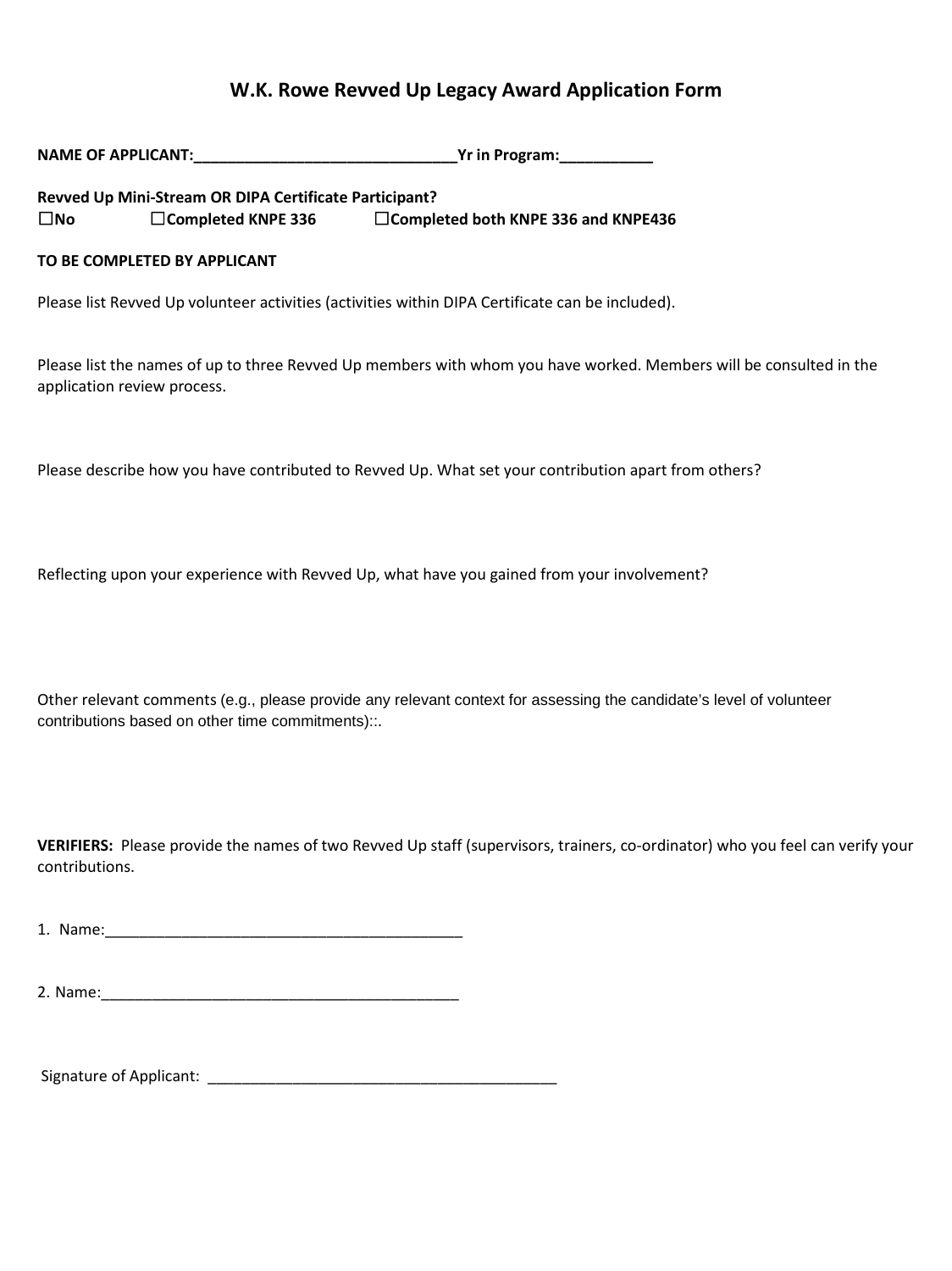# W.K. Rowe Revved Up Legacy Award Application Form

**NAME OF APPLICANT:______________________________Yr in Program:___________**

**Revved Up Mini-Stream OR DIPA Certificate Participant?**

**☐No ☐Completed KNPE 336 ☐Completed both KNPE 336 and KNPE436**

**TO BE COMPLETED BY APPLICANT**

Please list Revved Up volunteer activities (activities within DIPA Certificate can be included).

Please list the names of up to three Revved Up members with whom you have worked. Members will be consulted in the application review process.

Please describe how you have contributed to Revved Up. What set your contribution apart from others?

Reflecting upon your experience with Revved Up, what have you gained from your involvement?

Other relevant comments (e.g., please provide any relevant context for assessing the candidate's level of volunteer contributions based on other time commitments)::.

**VERIFIERS:** Please provide the names of two Revved Up staff (supervisors, trainers, co-ordinator) who you feel can verify your contributions.

1. Name:__________________________________________

2. Name:__________________________________________

Signature of Applicant: _________________________________________